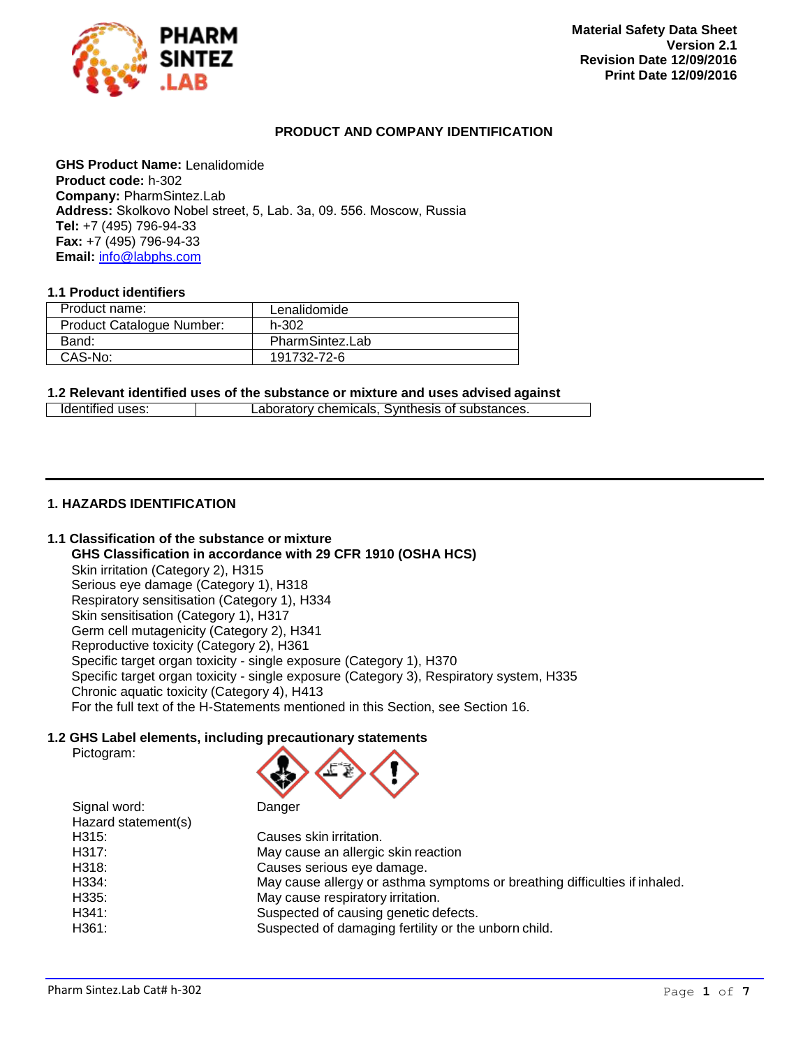PHARM SINTEZ .LAB

**Material Safety Data Sheet**
**Version 2.1**
**Revision Date 12/09/2016**
**Print Date 12/09/2016**

## PRODUCT AND COMPANY IDENTIFICATION

**GHS Product Name:** Lenalidomide
**Product code:** h-302
**Company:** PharmSintez.Lab
**Address:** Skolkovo Nobel street, 5, Lab. 3a, 09. 556. Moscow, Russia
**Tel:** +7 (495) 796-94-33
**Fax:** +7 (495) 796-94-33
**Email:** info@labphs.com

### 1.1 Product identifiers

| Product name: | Lenalidomide |
| --- | --- |
| Product Catalogue Number: | h-302 |
| Band: | PharmSintez.Lab |
| CAS-No: | 191732-72-6 |

### 1.2 Relevant identified uses of the substance or mixture and uses advised against

| Identified uses: | Laboratory chemicals, Synthesis of substances. |
| --- | --- |

## 1. HAZARDS IDENTIFICATION

### 1.1 Classification of the substance or mixture

**GHS Classification in accordance with 29 CFR 1910 (OSHA HCS)**

Skin irritation (Category 2), H315
Serious eye damage (Category 1), H318
Respiratory sensitisation (Category 1), H334
Skin sensitisation (Category 1), H317
Germ cell mutagenicity (Category 2), H341
Reproductive toxicity (Category 2), H361
Specific target organ toxicity - single exposure (Category 1), H370
Specific target organ toxicity - single exposure (Category 3), Respiratory system, H335
Chronic aquatic toxicity (Category 4), H413
For the full text of the H-Statements mentioned in this Section, see Section 16.

### 1.2 GHS Label elements, including precautionary statements

Pictogram:

Signal word: Danger

Hazard statement(s)

| | |
| --- | --- |
| H315: | Causes skin irritation. |
| H317: | May cause an allergic skin reaction |
| H318: | Causes serious eye damage. |
| H334: | May cause allergy or asthma symptoms or breathing difficulties if inhaled. |
| H335: | May cause respiratory irritation. |
| H341: | Suspected of causing genetic defects. |
| H361: | Suspected of damaging fertility or the unborn child. |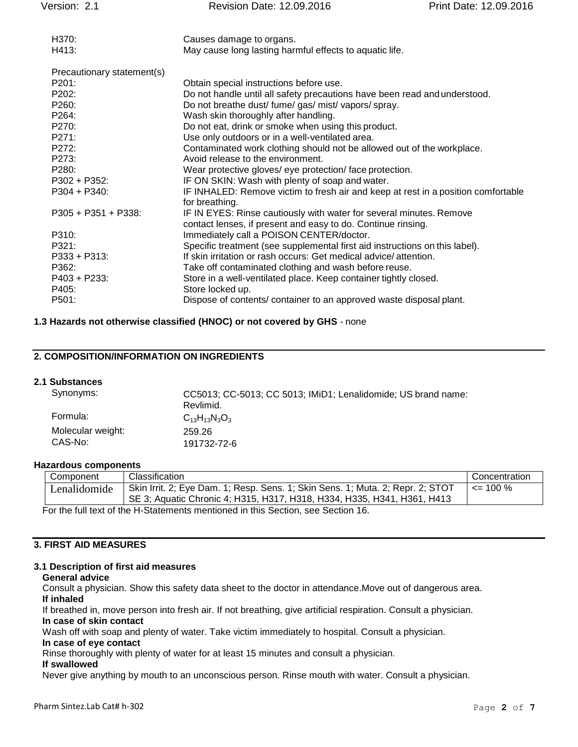| | |
|---|---|
| H370: | Causes damage to organs. |
| H413: | May cause long lasting harmful effects to aquatic life. |

Precautionary statement(s)

| | |
|---|---|
| P201: | Obtain special instructions before use. |
| P202: | Do not handle until all safety precautions have been read and understood. |
| P260: | Do not breathe dust/ fume/ gas/ mist/ vapors/ spray. |
| P264: | Wash skin thoroughly after handling. |
| P270: | Do not eat, drink or smoke when using this product. |
| P271: | Use only outdoors or in a well-ventilated area. |
| P272: | Contaminated work clothing should not be allowed out of the workplace. |
| P273: | Avoid release to the environment. |
| P280: | Wear protective gloves/ eye protection/ face protection. |
| P302 + P352: | IF ON SKIN: Wash with plenty of soap and water. |
| P304 + P340: | IF INHALED: Remove victim to fresh air and keep at rest in a position comfortable for breathing. |
| P305 + P351 + P338: | IF IN EYES: Rinse cautiously with water for several minutes. Remove contact lenses, if present and easy to do. Continue rinsing. |
| P310: | Immediately call a POISON CENTER/doctor. |
| P321: | Specific treatment (see supplemental first aid instructions on this label). |
| P333 + P313: | If skin irritation or rash occurs: Get medical advice/ attention. |
| P362: | Take off contaminated clothing and wash before reuse. |
| P403 + P233: | Store in a well-ventilated place. Keep container tightly closed. |
| P405: | Store locked up. |
| P501: | Dispose of contents/ container to an approved waste disposal plant. |

**1.3 Hazards not otherwise classified (HNOC) or not covered by GHS** - none

## 2. COMPOSITION/INFORMATION ON INGREDIENTS

### 2.1 Substances

| | |
|---|---|
| Synonyms: | CC5013; CC-5013; CC 5013; IMiD1; Lenalidomide; US brand name: Revlimid. |
| Formula: | $C_{13}H_{13}N_3O_3$ |
| Molecular weight: | 259.26 |
| CAS-No: | 191732-72-6 |

#### Hazardous components

| Component | Classification | Concentration |
|---|---|---|
| Lenalidomide | Skin Irrit. 2; Eye Dam. 1; Resp. Sens. 1; Skin Sens. 1; Muta. 2; Repr. 2; STOT SE 3; Aquatic Chronic 4; H315, H317, H318, H334, H335, H341, H361, H413 | <= 100 % |

For the full text of the H-Statements mentioned in this Section, see Section 16.

## 3. FIRST AID MEASURES

### 3.1 Description of first aid measures

**General advice**

Consult a physician. Show this safety data sheet to the doctor in attendance.Move out of dangerous area.

**If inhaled**

If breathed in, move person into fresh air. If not breathing, give artificial respiration. Consult a physician.

**In case of skin contact**

Wash off with soap and plenty of water. Take victim immediately to hospital. Consult a physician.

**In case of eye contact**

Rinse thoroughly with plenty of water for at least 15 minutes and consult a physician.

**If swallowed**

Never give anything by mouth to an unconscious person. Rinse mouth with water. Consult a physician.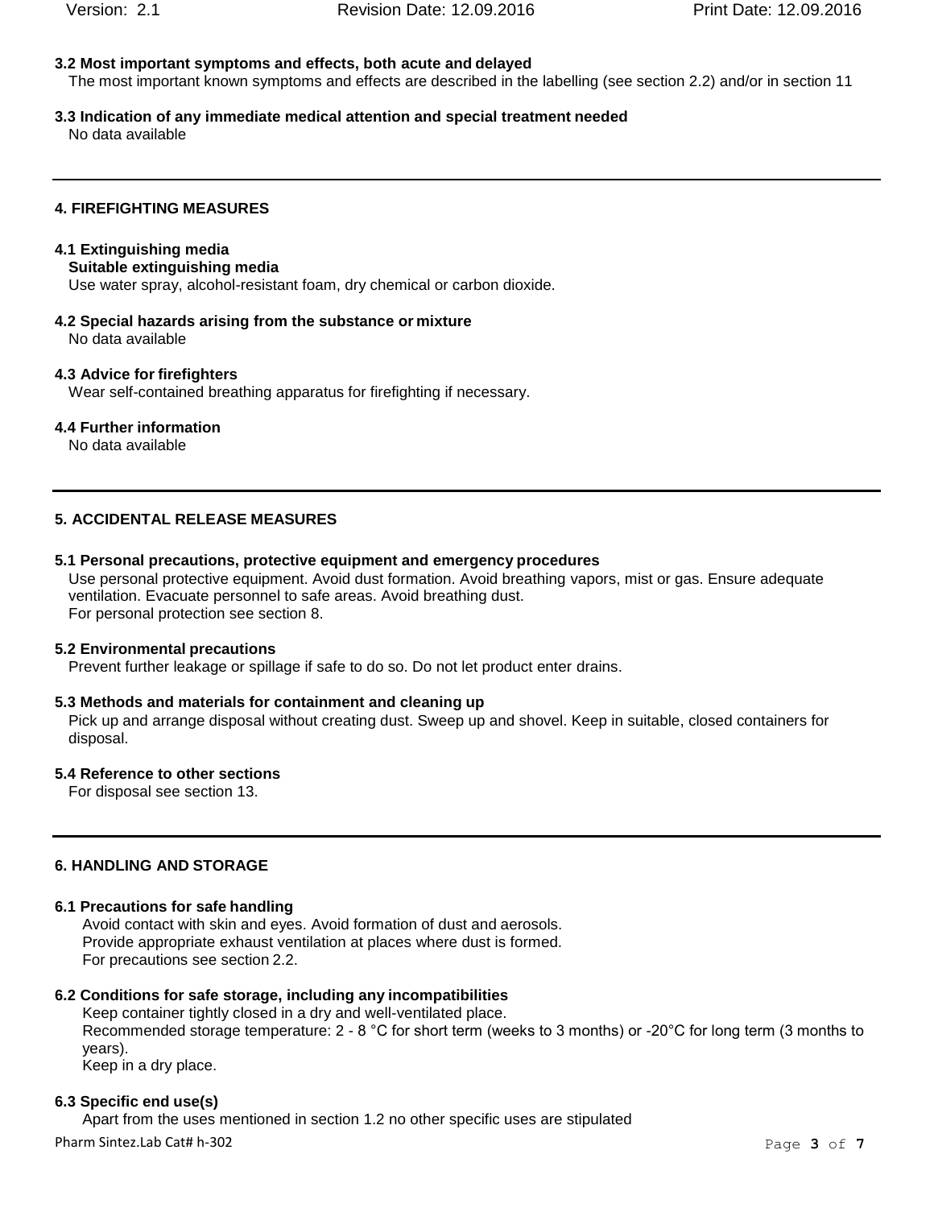### 3.2 Most important symptoms and effects, both acute and delayed

The most important known symptoms and effects are described in the labelling (see section 2.2) and/or in section 11

### 3.3 Indication of any immediate medical attention and special treatment needed

No data available

## 4. FIREFIGHTING MEASURES

### 4.1 Extinguishing media

**Suitable extinguishing media**

Use water spray, alcohol-resistant foam, dry chemical or carbon dioxide.

### 4.2 Special hazards arising from the substance or mixture

No data available

### 4.3 Advice for firefighters

Wear self-contained breathing apparatus for firefighting if necessary.

### 4.4 Further information

No data available

## 5. ACCIDENTAL RELEASE MEASURES

### 5.1 Personal precautions, protective equipment and emergency procedures

Use personal protective equipment. Avoid dust formation. Avoid breathing vapors, mist or gas. Ensure adequate ventilation. Evacuate personnel to safe areas. Avoid breathing dust.
For personal protection see section 8.

### 5.2 Environmental precautions

Prevent further leakage or spillage if safe to do so. Do not let product enter drains.

### 5.3 Methods and materials for containment and cleaning up

Pick up and arrange disposal without creating dust. Sweep up and shovel. Keep in suitable, closed containers for disposal.

### 5.4 Reference to other sections

For disposal see section 13.

## 6. HANDLING AND STORAGE

### 6.1 Precautions for safe handling

Avoid contact with skin and eyes. Avoid formation of dust and aerosols.
Provide appropriate exhaust ventilation at places where dust is formed.
For precautions see section 2.2.

### 6.2 Conditions for safe storage, including any incompatibilities

Keep container tightly closed in a dry and well-ventilated place.
Recommended storage temperature: 2 - 8 °C for short term (weeks to 3 months) or -20°C for long term (3 months to years).
Keep in a dry place.

### 6.3 Specific end use(s)

Apart from the uses mentioned in section 1.2 no other specific uses are stipulated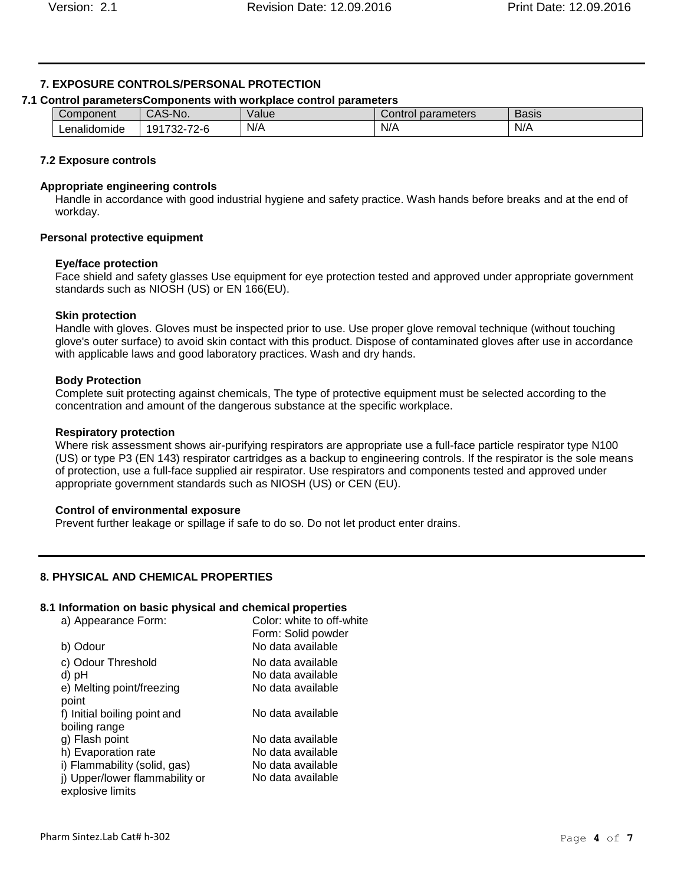## 7. EXPOSURE CONTROLS/PERSONAL PROTECTION

### 7.1 Control parametersComponents with workplace control parameters

| Component | CAS-No. | Value | Control parameters | Basis |
|---|---|---|---|---|
| Lenalidomide | 191732-72-6 | N/A | N/A | N/A |

### 7.2 Exposure controls

**Appropriate engineering controls**

Handle in accordance with good industrial hygiene and safety practice. Wash hands before breaks and at the end of workday.

**Personal protective equipment**

**Eye/face protection**

Face shield and safety glasses Use equipment for eye protection tested and approved under appropriate government standards such as NIOSH (US) or EN 166(EU).

**Skin protection**

Handle with gloves. Gloves must be inspected prior to use. Use proper glove removal technique (without touching glove's outer surface) to avoid skin contact with this product. Dispose of contaminated gloves after use in accordance with applicable laws and good laboratory practices. Wash and dry hands.

**Body Protection**

Complete suit protecting against chemicals, The type of protective equipment must be selected according to the concentration and amount of the dangerous substance at the specific workplace.

**Respiratory protection**

Where risk assessment shows air-purifying respirators are appropriate use a full-face particle respirator type N100 (US) or type P3 (EN 143) respirator cartridges as a backup to engineering controls. If the respirator is the sole means of protection, use a full-face supplied air respirator. Use respirators and components tested and approved under appropriate government standards such as NIOSH (US) or CEN (EU).

**Control of environmental exposure**

Prevent further leakage or spillage if safe to do so. Do not let product enter drains.

## 8. PHYSICAL AND CHEMICAL PROPERTIES

### 8.1 Information on basic physical and chemical properties

| | |
|---|---|
| a) Appearance Form: | Color: white to off-white<br>Form: Solid powder |
| b) Odour | No data available |
| c) Odour Threshold | No data available |
| d) pH | No data available |
| e) Melting point/freezing point | No data available |
| f) Initial boiling point and boiling range | No data available |
| g) Flash point | No data available |
| h) Evaporation rate | No data available |
| i) Flammability (solid, gas) | No data available |
| j) Upper/lower flammability or explosive limits | No data available |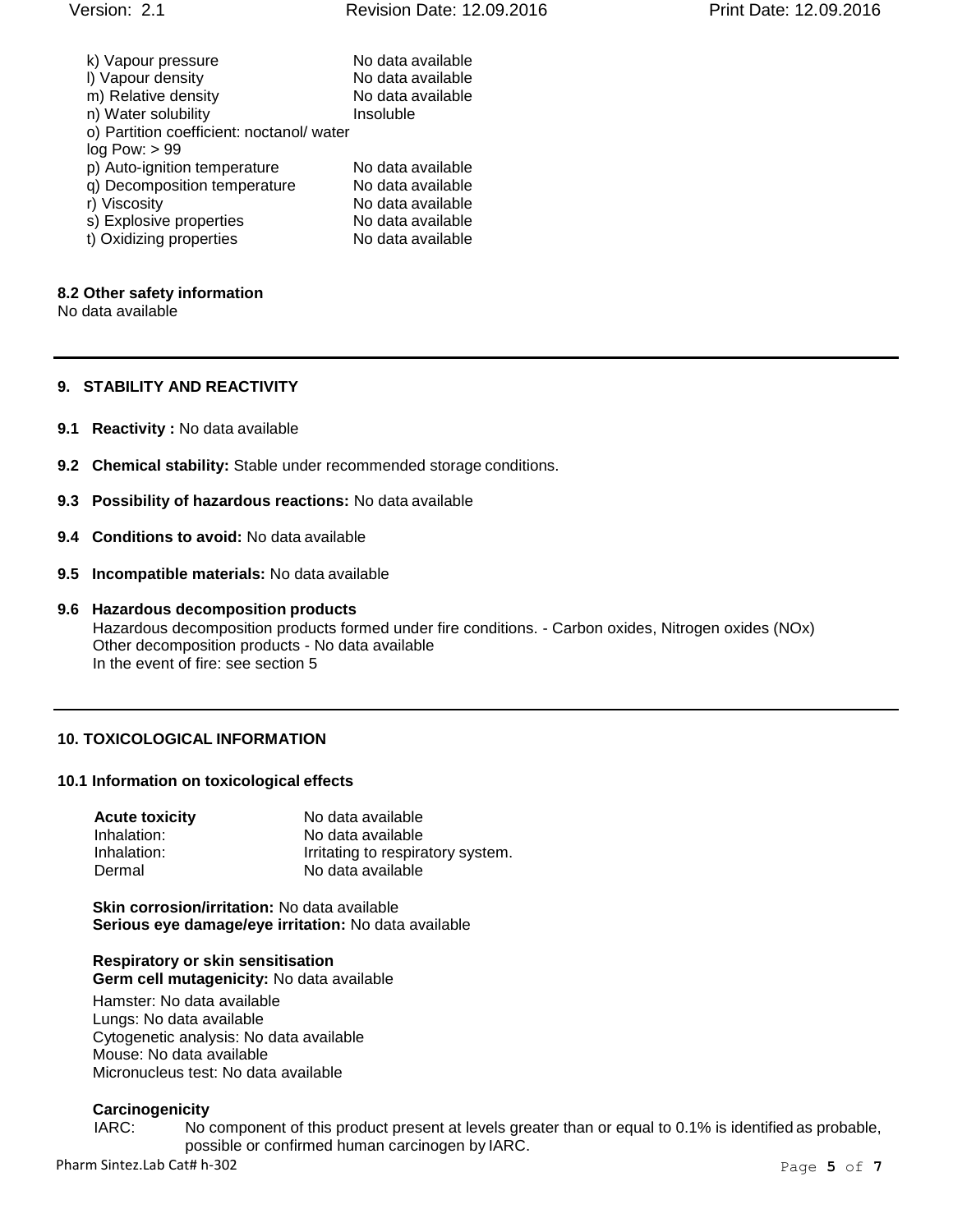| | |
|---|---|
| k) Vapour pressure | No data available |
| l) Vapour density | No data available |
| m) Relative density | No data available |
| n) Water solubility | Insoluble |
| o) Partition coefficient: noctanol/ water log Pow: > 99 | |
| p) Auto-ignition temperature | No data available |
| q) Decomposition temperature | No data available |
| r) Viscosity | No data available |
| s) Explosive properties | No data available |
| t) Oxidizing properties | No data available |

**8.2 Other safety information**

No data available

## 9. STABILITY AND REACTIVITY

**9.1 Reactivity :** No data available

**9.2 Chemical stability:** Stable under recommended storage conditions.

**9.3 Possibility of hazardous reactions:** No data available

**9.4 Conditions to avoid:** No data available

**9.5 Incompatible materials:** No data available

**9.6 Hazardous decomposition products**

Hazardous decomposition products formed under fire conditions. - Carbon oxides, Nitrogen oxides (NOx)
Other decomposition products - No data available
In the event of fire: see section 5

## 10. TOXICOLOGICAL INFORMATION

**10.1 Information on toxicological effects**

| | |
|---|---|
| **Acute toxicity** | No data available |
| Inhalation: | No data available |
| Inhalation: | Irritating to respiratory system. |
| Dermal | No data available |

**Skin corrosion/irritation:** No data available
**Serious eye damage/eye irritation:** No data available

**Respiratory or skin sensitisation**
**Germ cell mutagenicity:** No data available

Hamster: No data available
Lungs: No data available
Cytogenetic analysis: No data available
Mouse: No data available
Micronucleus test: No data available

**Carcinogenicity**

IARC: No component of this product present at levels greater than or equal to 0.1% is identified as probable, possible or confirmed human carcinogen by IARC.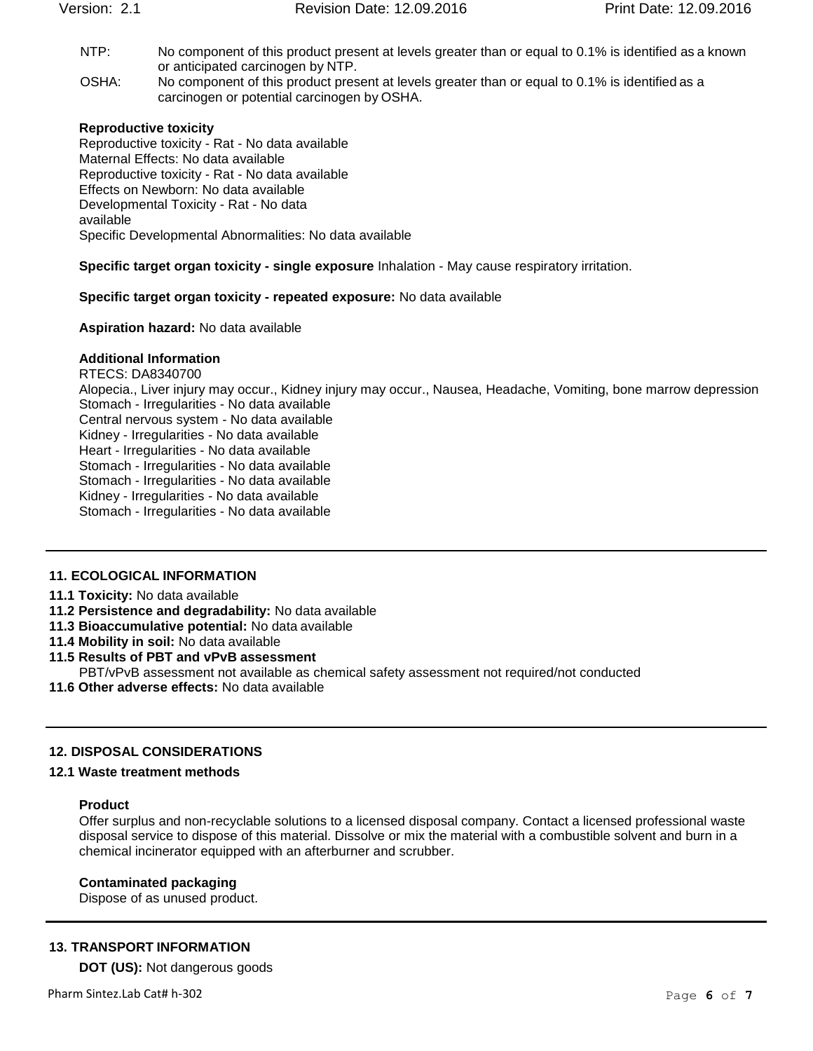NTP: No component of this product present at levels greater than or equal to 0.1% is identified as a known or anticipated carcinogen by NTP.

OSHA: No component of this product present at levels greater than or equal to 0.1% is identified as a carcinogen or potential carcinogen by OSHA.

**Reproductive toxicity**

Reproductive toxicity - Rat - No data available
Maternal Effects: No data available
Reproductive toxicity - Rat - No data available
Effects on Newborn: No data available
Developmental Toxicity - Rat - No data available
Specific Developmental Abnormalities: No data available

**Specific target organ toxicity - single exposure** Inhalation - May cause respiratory irritation.

**Specific target organ toxicity - repeated exposure:** No data available

**Aspiration hazard:** No data available

**Additional Information**

RTECS: DA8340700
Alopecia., Liver injury may occur., Kidney injury may occur., Nausea, Headache, Vomiting, bone marrow depression
Stomach - Irregularities - No data available
Central nervous system - No data available
Kidney - Irregularities - No data available
Heart - Irregularities - No data available
Stomach - Irregularities - No data available
Stomach - Irregularities - No data available
Kidney - Irregularities - No data available
Stomach - Irregularities - No data available

## 11. ECOLOGICAL INFORMATION

**11.1 Toxicity:** No data available
**11.2 Persistence and degradability:** No data available
**11.3 Bioaccumulative potential:** No data available
**11.4 Mobility in soil:** No data available
**11.5 Results of PBT and vPvB assessment**
PBT/vPvB assessment not available as chemical safety assessment not required/not conducted
**11.6 Other adverse effects:** No data available

## 12. DISPOSAL CONSIDERATIONS

### 12.1 Waste treatment methods

**Product**

Offer surplus and non-recyclable solutions to a licensed disposal company. Contact a licensed professional waste disposal service to dispose of this material. Dissolve or mix the material with a combustible solvent and burn in a chemical incinerator equipped with an afterburner and scrubber.

**Contaminated packaging**

Dispose of as unused product.

## 13. TRANSPORT INFORMATION

**DOT (US):** Not dangerous goods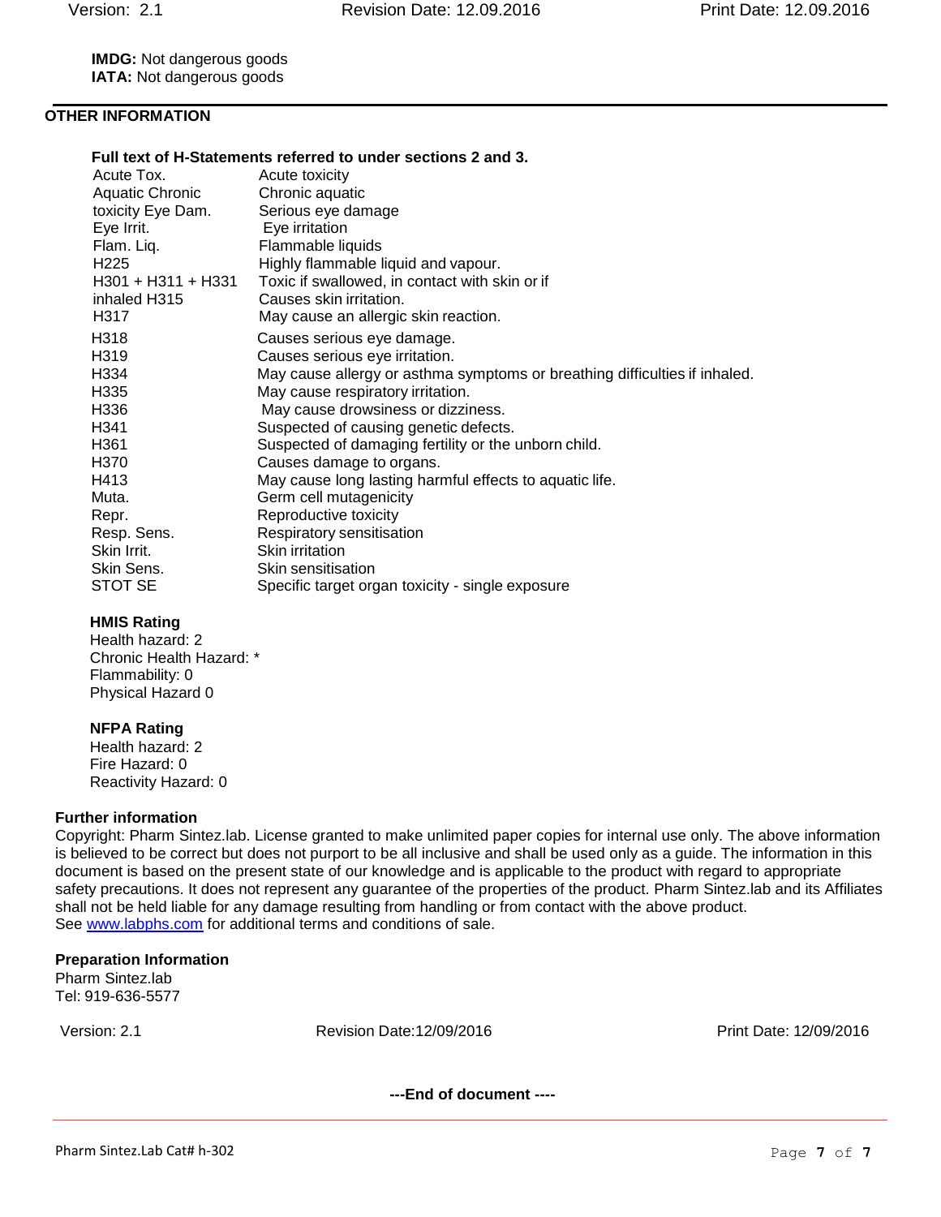**IMDG:** Not dangerous goods
**IATA:** Not dangerous goods

## OTHER INFORMATION

**Full text of H-Statements referred to under sections 2 and 3.**

| | |
|---|---|
| Acute Tox. | Acute toxicity |
| Aquatic Chronic | Chronic aquatic |
| toxicity Eye Dam. | Serious eye damage |
| Eye Irrit. | Eye irritation |
| Flam. Liq. | Flammable liquids |
| H225 | Highly flammable liquid and vapour. |
| H301 + H311 + H331 | Toxic if swallowed, in contact with skin or if |
| inhaled H315 | Causes skin irritation. |
| H317 | May cause an allergic skin reaction. |
| H318 | Causes serious eye damage. |
| H319 | Causes serious eye irritation. |
| H334 | May cause allergy or asthma symptoms or breathing difficulties if inhaled. |
| H335 | May cause respiratory irritation. |
| H336 | May cause drowsiness or dizziness. |
| H341 | Suspected of causing genetic defects. |
| H361 | Suspected of damaging fertility or the unborn child. |
| H370 | Causes damage to organs. |
| H413 | May cause long lasting harmful effects to aquatic life. |
| Muta. | Germ cell mutagenicity |
| Repr. | Reproductive toxicity |
| Resp. Sens. | Respiratory sensitisation |
| Skin Irrit. | Skin irritation |
| Skin Sens. | Skin sensitisation |
| STOT SE | Specific target organ toxicity - single exposure |

**HMIS Rating**
Health hazard: 2
Chronic Health Hazard: *
Flammability: 0
Physical Hazard 0

**NFPA Rating**
Health hazard: 2
Fire Hazard: 0
Reactivity Hazard: 0

**Further information**
Copyright: Pharm Sintez.lab. License granted to make unlimited paper copies for internal use only. The above information is believed to be correct but does not purport to be all inclusive and shall be used only as a guide. The information in this document is based on the present state of our knowledge and is applicable to the product with regard to appropriate safety precautions. It does not represent any guarantee of the properties of the product. Pharm Sintez.lab and its Affiliates shall not be held liable for any damage resulting from handling or from contact with the above product.
See www.labphs.com for additional terms and conditions of sale.

**Preparation Information**
Pharm Sintez.lab
Tel: 919-636-5577

Version: 2.1 Revision Date:12/09/2016 Print Date: 12/09/2016

**---End of document ----**